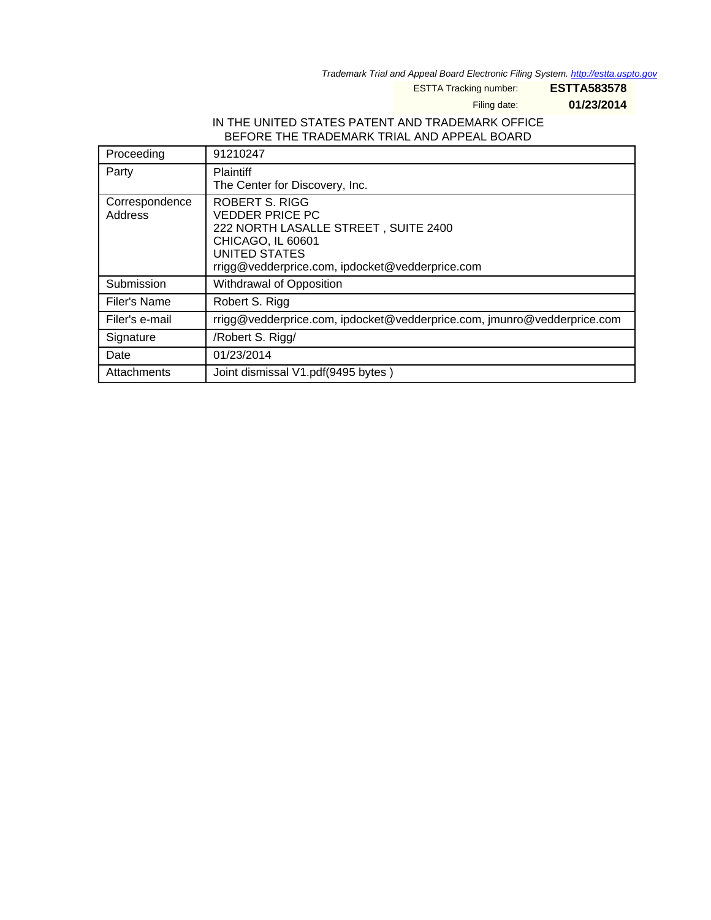*Trademark Trial and Appeal Board Electronic Filing System. http://estta.uspto.gov*

ESTTA Tracking number: **ESTTA583578**

Filing date: **01/23/2014**

IN THE UNITED STATES PATENT AND TRADEMARK OFFICE
BEFORE THE TRADEMARK TRIAL AND APPEAL BOARD

| Proceeding | 91210247 |
|---|---|
| Party | Plaintiff<br>The Center for Discovery, Inc. |
| Correspondence Address | ROBERT S. RIGG<br>VEDDER PRICE PC<br>222 NORTH LASALLE STREET , SUITE 2400<br>CHICAGO, IL 60601<br>UNITED STATES<br>rrigg@vedderprice.com, ipdocket@vedderprice.com |
| Submission | Withdrawal of Opposition |
| Filer's Name | Robert S. Rigg |
| Filer's e-mail | rrigg@vedderprice.com, ipdocket@vedderprice.com, jmunro@vedderprice.com |
| Signature | /Robert S. Rigg/ |
| Date | 01/23/2014 |
| Attachments | Joint dismissal V1.pdf(9495 bytes ) |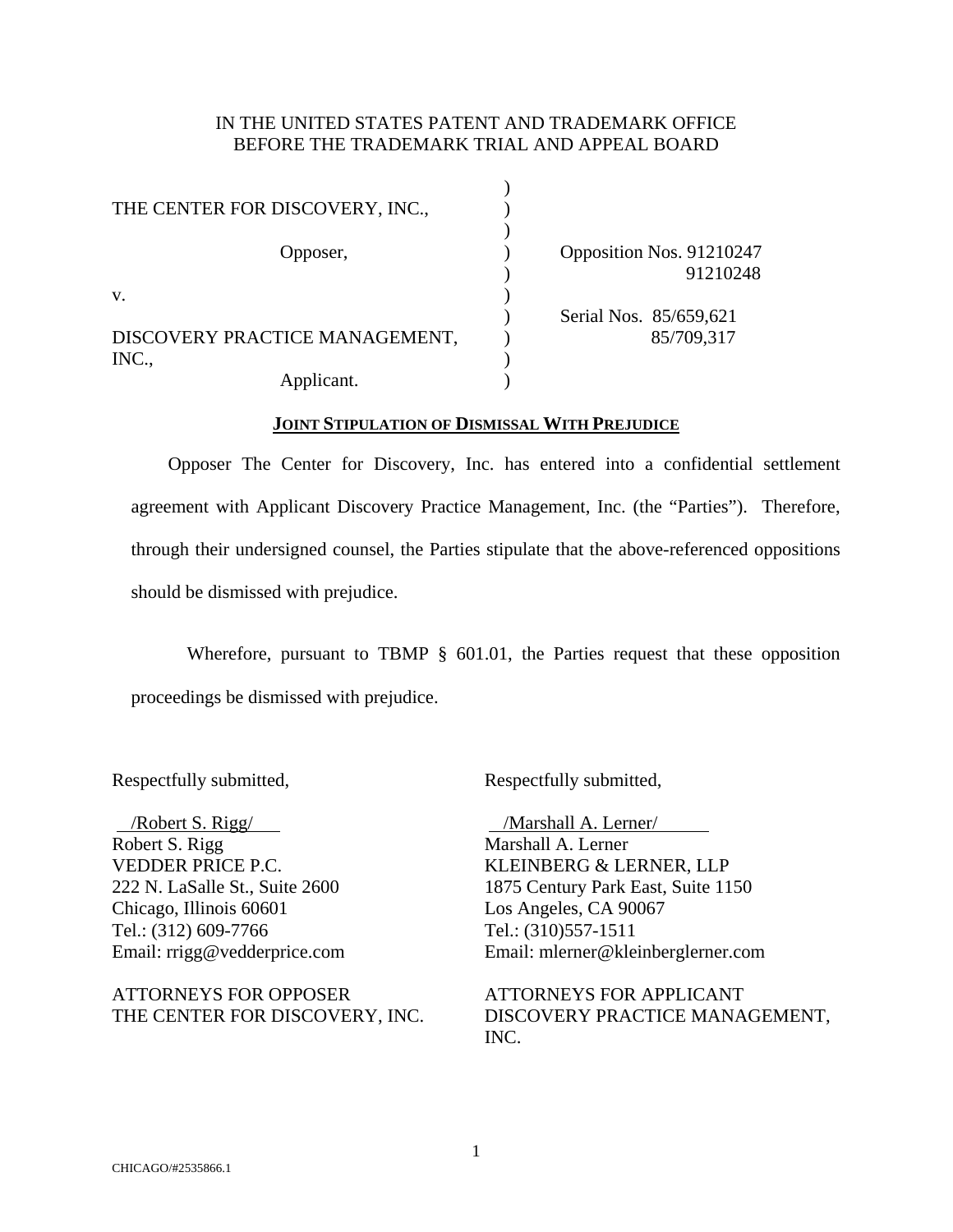IN THE UNITED STATES PATENT AND TRADEMARK OFFICE
BEFORE THE TRADEMARK TRIAL AND APPEAL BOARD

| | | |
|---|---|---|
| THE CENTER FOR DISCOVERY, INC., | ) | |
| Opposer, | ) | Opposition Nos. 91210247 |
| | ) | 91210248 |
| v. | ) | |
| | ) | Serial Nos. 85/659,621 |
| DISCOVERY PRACTICE MANAGEMENT, INC., | ) | 85/709,317 |
| Applicant. | ) | |

## JOINT STIPULATION OF DISMISSAL WITH PREJUDICE

Opposer The Center for Discovery, Inc. has entered into a confidential settlement agreement with Applicant Discovery Practice Management, Inc. (the "Parties"). Therefore, through their undersigned counsel, the Parties stipulate that the above-referenced oppositions should be dismissed with prejudice.

Wherefore, pursuant to TBMP § 601.01, the Parties request that these opposition proceedings be dismissed with prejudice.

Respectfully submitted,

/Robert S. Rigg/
Robert S. Rigg
VEDDER PRICE P.C.
222 N. LaSalle St., Suite 2600
Chicago, Illinois 60601
Tel.: (312) 609-7766
Email: rrigg@vedderprice.com

ATTORNEYS FOR OPPOSER
THE CENTER FOR DISCOVERY, INC.

Respectfully submitted,

/Marshall A. Lerner/
Marshall A. Lerner
KLEINBERG & LERNER, LLP
1875 Century Park East, Suite 1150
Los Angeles, CA 90067
Tel.: (310)557-1511
Email: mlerner@kleinberglerner.com

ATTORNEYS FOR APPLICANT
DISCOVERY PRACTICE MANAGEMENT, INC.

CHICAGO/#2535866.1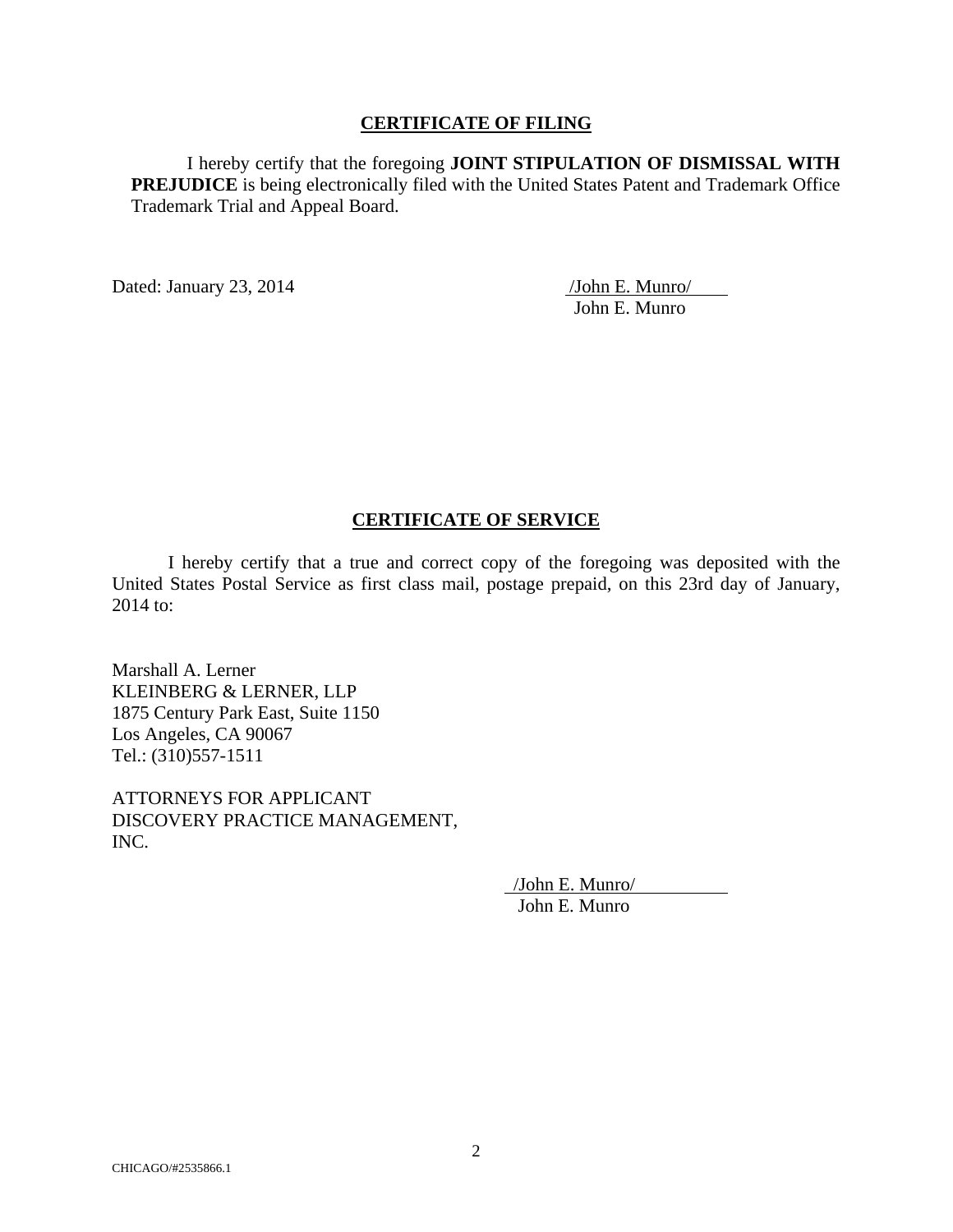## CERTIFICATE OF FILING

I hereby certify that the foregoing **JOINT STIPULATION OF DISMISSAL WITH PREJUDICE** is being electronically filed with the United States Patent and Trademark Office Trademark Trial and Appeal Board.

Dated: January 23, 2014

/John E. Munro/
John E. Munro

## CERTIFICATE OF SERVICE

I hereby certify that a true and correct copy of the foregoing was deposited with the United States Postal Service as first class mail, postage prepaid, on this 23rd day of January, 2014 to:

Marshall A. Lerner
KLEINBERG & LERNER, LLP
1875 Century Park East, Suite 1150
Los Angeles, CA 90067
Tel.: (310)557-1511

ATTORNEYS FOR APPLICANT
DISCOVERY PRACTICE MANAGEMENT, INC.

/John E. Munro/
John E. Munro

CHICAGO/#2535866.1